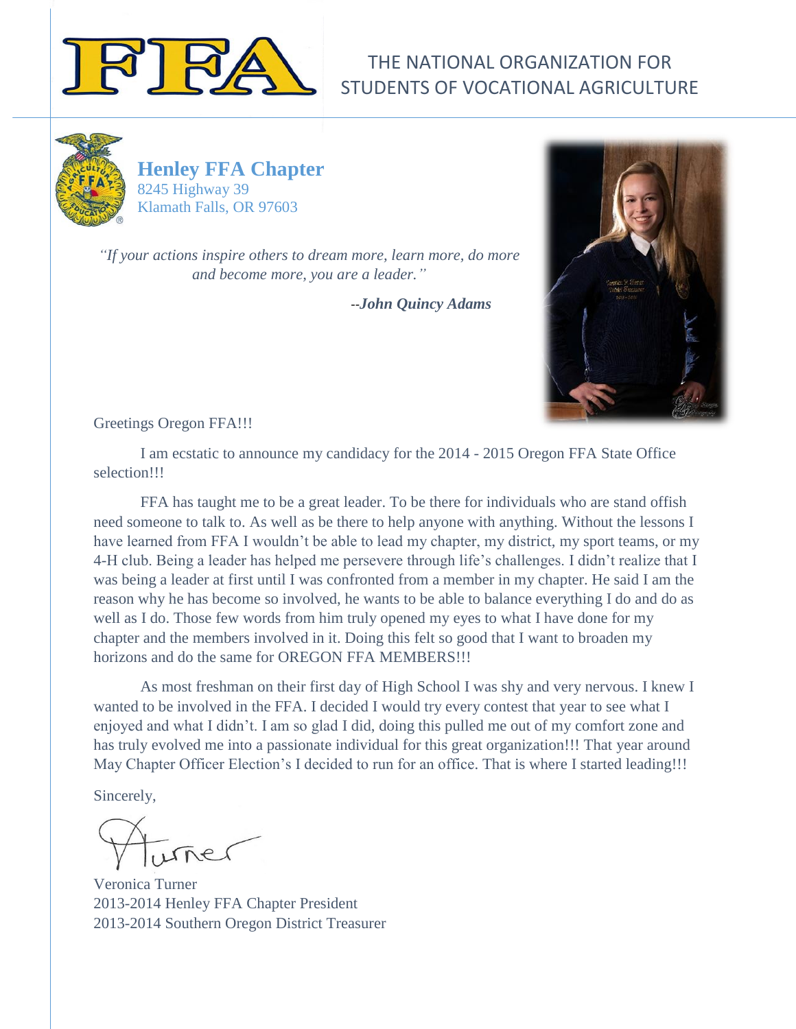# FFA

THE NATIONAL ORGANIZATION FOR STUDENTS OF VOCATIONAL AGRICULTURE

**Henley FFA Chapter**
8245 Highway 39
Klamath Falls, OR 97603

*"If your actions inspire others to dream more, learn more, do more and become more, you are a leader."*

***--John Quincy Adams***

Greetings Oregon FFA!!!

I am ecstatic to announce my candidacy for the 2014 - 2015 Oregon FFA State Office selection!!!

FFA has taught me to be a great leader. To be there for individuals who are stand offish need someone to talk to. As well as be there to help anyone with anything. Without the lessons I have learned from FFA I wouldn't be able to lead my chapter, my district, my sport teams, or my 4-H club. Being a leader has helped me persevere through life's challenges. I didn't realize that I was being a leader at first until I was confronted from a member in my chapter. He said I am the reason why he has become so involved, he wants to be able to balance everything I do and do as well as I do. Those few words from him truly opened my eyes to what I have done for my chapter and the members involved in it. Doing this felt so good that I want to broaden my horizons and do the same for OREGON FFA MEMBERS!!!

As most freshman on their first day of High School I was shy and very nervous. I knew I wanted to be involved in the FFA. I decided I would try every contest that year to see what I enjoyed and what I didn't. I am so glad I did, doing this pulled me out of my comfort zone and has truly evolved me into a passionate individual for this great organization!!! That year around May Chapter Officer Election's I decided to run for an office. That is where I started leading!!!

Sincerely,

VTurner

Veronica Turner
2013-2014 Henley FFA Chapter President
2013-2014 Southern Oregon District Treasurer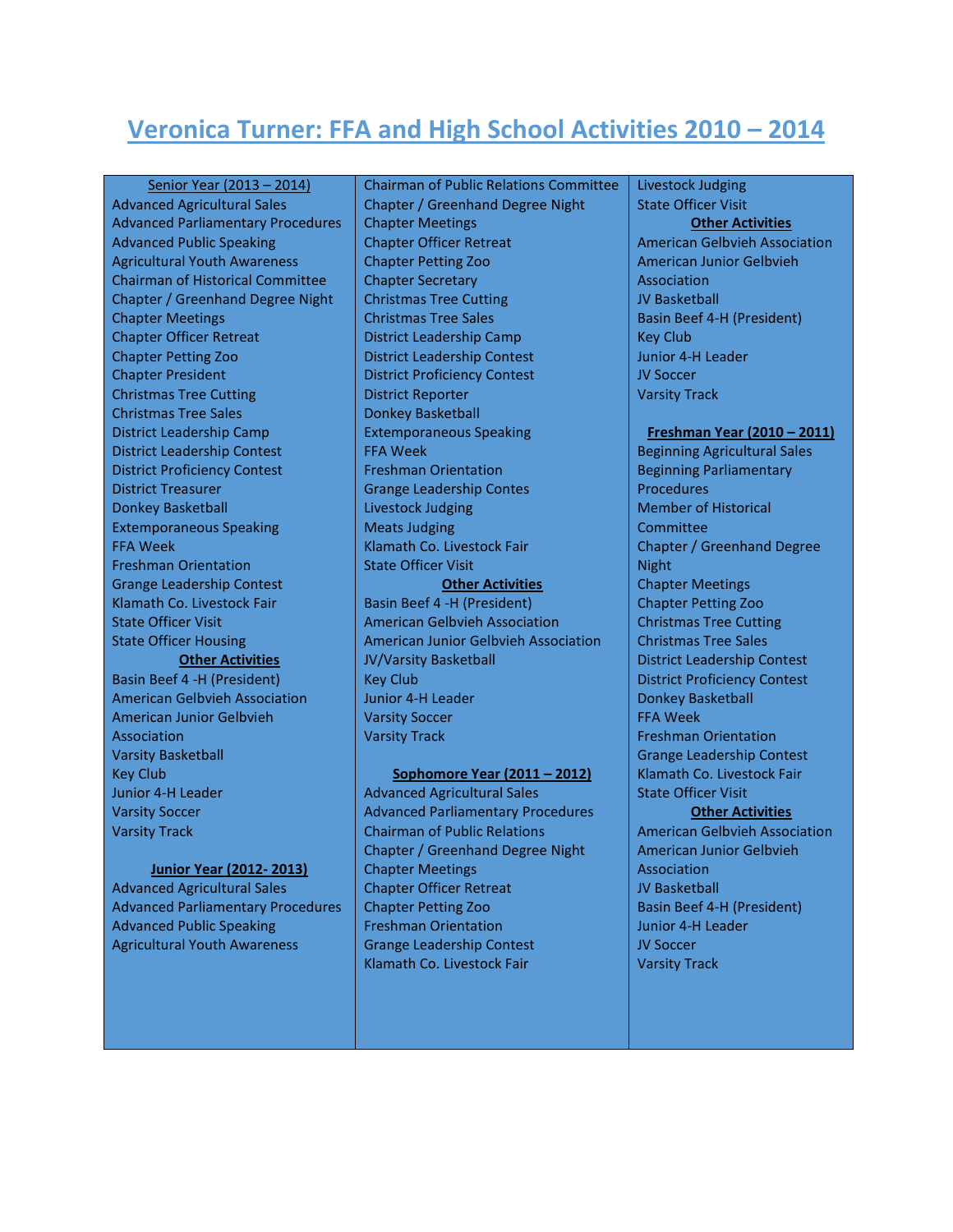# Veronica Turner: FFA and High School Activities 2010 – 2014

**Senior Year (2013 – 2014)**

Advanced Agricultural Sales
Advanced Parliamentary Procedures
Advanced Public Speaking
Agricultural Youth Awareness
Chairman of Historical Committee
Chapter / Greenhand Degree Night
Chapter Meetings
Chapter Officer Retreat
Chapter Petting Zoo
Chapter President
Christmas Tree Cutting
Christmas Tree Sales
District Leadership Camp
District Leadership Contest
District Proficiency Contest
District Treasurer
Donkey Basketball
Extemporaneous Speaking
FFA Week
Freshman Orientation
Grange Leadership Contest
Klamath Co. Livestock Fair
State Officer Visit
State Officer Housing

**Other Activities**

Basin Beef 4 -H (President)
American Gelbvieh Association
American Junior Gelbvieh Association
Varsity Basketball
Key Club
Junior 4-H Leader
Varsity Soccer
Varsity Track

**Junior Year (2012- 2013)**

Advanced Agricultural Sales
Advanced Parliamentary Procedures
Advanced Public Speaking
Agricultural Youth Awareness
Chairman of Public Relations Committee
Chapter / Greenhand Degree Night
Chapter Meetings
Chapter Officer Retreat
Chapter Petting Zoo
Chapter Secretary
Christmas Tree Cutting
Christmas Tree Sales
District Leadership Camp
District Leadership Contest
District Proficiency Contest
District Reporter
Donkey Basketball
Extemporaneous Speaking
FFA Week
Freshman Orientation
Grange Leadership Contes
Livestock Judging
Meats Judging
Klamath Co. Livestock Fair
State Officer Visit

**Other Activities**

Basin Beef 4 -H (President)
American Gelbvieh Association
American Junior Gelbvieh Association
JV/Varsity Basketball
Key Club
Junior 4-H Leader
Varsity Soccer
Varsity Track

**Sophomore Year (2011 – 2012)**

Advanced Agricultural Sales
Advanced Parliamentary Procedures
Chairman of Public Relations
Chapter / Greenhand Degree Night
Chapter Meetings
Chapter Officer Retreat
Chapter Petting Zoo
Freshman Orientation
Grange Leadership Contest
Klamath Co. Livestock Fair
Livestock Judging
State Officer Visit

**Other Activities**

American Gelbvieh Association
American Junior Gelbvieh Association
JV Basketball
Basin Beef 4-H (President)
Key Club
Junior 4-H Leader
JV Soccer
Varsity Track

**Freshman Year (2010 – 2011)**

Beginning Agricultural Sales
Beginning Parliamentary Procedures
Member of Historical Committee
Chapter / Greenhand Degree Night
Chapter Meetings
Chapter Petting Zoo
Christmas Tree Cutting
Christmas Tree Sales
District Leadership Contest
District Proficiency Contest
Donkey Basketball
FFA Week
Freshman Orientation
Grange Leadership Contest
Klamath Co. Livestock Fair
State Officer Visit

**Other Activities**

American Gelbvieh Association
American Junior Gelbvieh Association
JV Basketball
Basin Beef 4-H (President)
Junior 4-H Leader
JV Soccer
Varsity Track